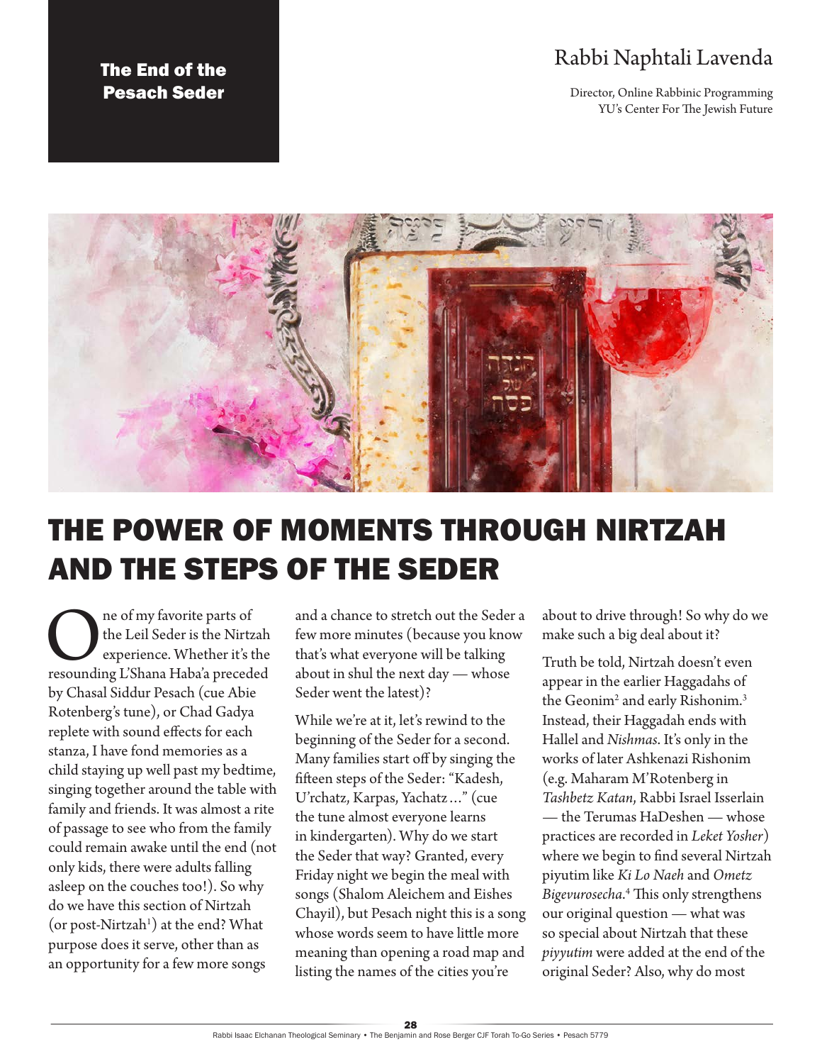The End of the Pesach Seder

Rabbi Naphtali Lavenda

Director, Online Rabbinic Programming
YU's Center For The Jewish Future

# THE POWER OF MOMENTS THROUGH NIRTZAH AND THE STEPS OF THE SEDER

One of my favorite parts of the Leil Seder is the Nirtzah experience. Whether it's the resounding L'Shana Haba'a preceded by Chasal Siddur Pesach (cue Abie Rotenberg's tune), or Chad Gadya replete with sound effects for each stanza, I have fond memories as a child staying up well past my bedtime, singing together around the table with family and friends. It was almost a rite of passage to see who from the family could remain awake until the end (not only kids, there were adults falling asleep on the couches too!). So why do we have this section of Nirtzah (or post-Nirtzah[1]) at the end? What purpose does it serve, other than as an opportunity for a few more songs and a chance to stretch out the Seder a few more minutes (because you know that's what everyone will be talking about in shul the next day — whose Seder went the latest)?

While we're at it, let's rewind to the beginning of the Seder for a second. Many families start off by singing the fifteen steps of the Seder: "Kadesh, U'rchatz, Karpas, Yachatz …" (cue the tune almost everyone learns in kindergarten). Why do we start the Seder that way? Granted, every Friday night we begin the meal with songs (Shalom Aleichem and Eishes Chayil), but Pesach night this is a song whose words seem to have little more meaning than opening a road map and listing the names of the cities you're about to drive through! So why do we make such a big deal about it?

Truth be told, Nirtzah doesn't even appear in the earlier Haggadahs of the Geonim[2] and early Rishonim.[3] Instead, their Haggadah ends with Hallel and *Nishmas*. It's only in the works of later Ashkenazi Rishonim (e.g. Maharam M'Rotenberg in *Tashbetz Katan*, Rabbi Israel Isserlain — the Terumas HaDeshen — whose practices are recorded in *Leket Yosher*) where we begin to find several Nirtzah piyutim like *Ki Lo Naeh* and *Ometz Bigevurosecha*.[4] This only strengthens our original question — what was so special about Nirtzah that these *piyyutim* were added at the end of the original Seder? Also, why do most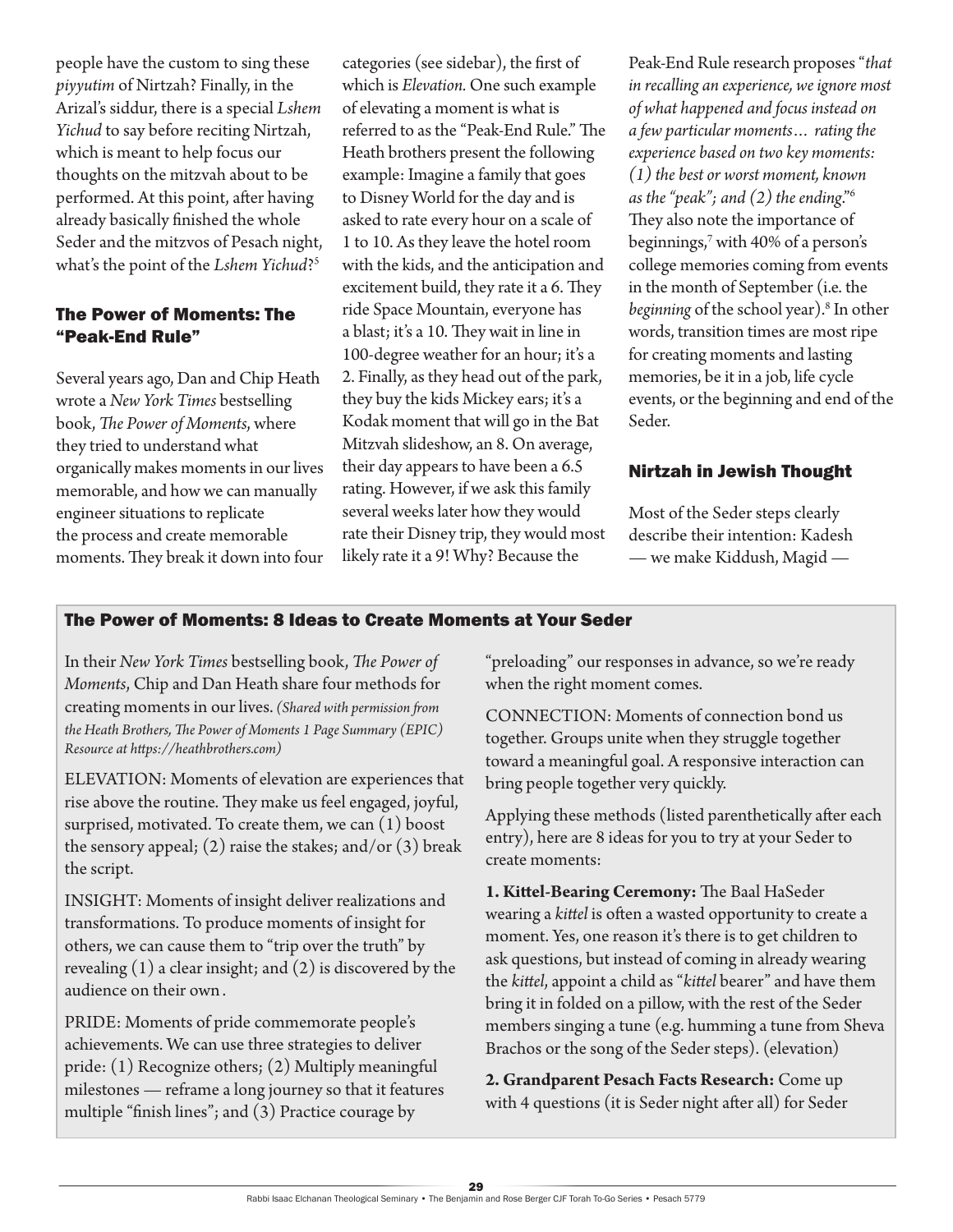people have the custom to sing these *piyyutim* of Nirtzah? Finally, in the Arizal's siddur, there is a special *Lshem Yichud* to say before reciting Nirtzah, which is meant to help focus our thoughts on the mitzvah about to be performed. At this point, after having already basically finished the whole Seder and the mitzvos of Pesach night, what's the point of the *Lshem Yichud*?[5]

## The Power of Moments: The "Peak-End Rule"

Several years ago, Dan and Chip Heath wrote a *New York Times* bestselling book, *The Power of Moments*, where they tried to understand what organically makes moments in our lives memorable, and how we can manually engineer situations to replicate the process and create memorable moments. They break it down into four categories (see sidebar), the first of which is *Elevation*. One such example of elevating a moment is what is referred to as the "Peak-End Rule." The Heath brothers present the following example: Imagine a family that goes to Disney World for the day and is asked to rate every hour on a scale of 1 to 10. As they leave the hotel room with the kids, and the anticipation and excitement build, they rate it a 6. They ride Space Mountain, everyone has a blast; it's a 10. They wait in line in 100-degree weather for an hour; it's a 2. Finally, as they head out of the park, they buy the kids Mickey ears; it's a Kodak moment that will go in the Bat Mitzvah slideshow, an 8. On average, their day appears to have been a 6.5 rating. However, if we ask this family several weeks later how they would rate their Disney trip, they would most likely rate it a 9! Why? Because the Peak-End Rule research proposes "*that in recalling an experience, we ignore most of what happened and focus instead on a few particular moments… rating the experience based on two key moments: (1) the best or worst moment, known as the "peak"; and (2) the ending*."[6] They also note the importance of beginnings,[7] with 40% of a person's college memories coming from events in the month of September (i.e. the *beginning* of the school year).[8] In other words, transition times are most ripe for creating moments and lasting memories, be it in a job, life cycle events, or the beginning and end of the Seder.

## Nirtzah in Jewish Thought

Most of the Seder steps clearly describe their intention: Kadesh — we make Kiddush, Magid —

### The Power of Moments: 8 Ideas to Create Moments at Your Seder

In their *New York Times* bestselling book, *The Power of Moments*, Chip and Dan Heath share four methods for creating moments in our lives. *(Shared with permission from the Heath Brothers, The Power of Moments 1 Page Summary (EPIC) Resource at https://heathbrothers.com)*

ELEVATION: Moments of elevation are experiences that rise above the routine. They make us feel engaged, joyful, surprised, motivated. To create them, we can (1) boost the sensory appeal; (2) raise the stakes; and/or (3) break the script.

INSIGHT: Moments of insight deliver realizations and transformations. To produce moments of insight for others, we can cause them to "trip over the truth" by revealing (1) a clear insight; and (2) is discovered by the audience on their own.

PRIDE: Moments of pride commemorate people's achievements. We can use three strategies to deliver pride: (1) Recognize others; (2) Multiply meaningful milestones — reframe a long journey so that it features multiple "finish lines"; and (3) Practice courage by "preloading" our responses in advance, so we're ready when the right moment comes.

CONNECTION: Moments of connection bond us together. Groups unite when they struggle together toward a meaningful goal. A responsive interaction can bring people together very quickly.

Applying these methods (listed parenthetically after each entry), here are 8 ideas for you to try at your Seder to create moments:

**1. Kittel-Bearing Ceremony:** The Baal HaSeder wearing a *kittel* is often a wasted opportunity to create a moment. Yes, one reason it's there is to get children to ask questions, but instead of coming in already wearing the *kittel*, appoint a child as "*kittel* bearer" and have them bring it in folded on a pillow, with the rest of the Seder members singing a tune (e.g. humming a tune from Sheva Brachos or the song of the Seder steps). (elevation)

**2. Grandparent Pesach Facts Research:** Come up with 4 questions (it is Seder night after all) for Seder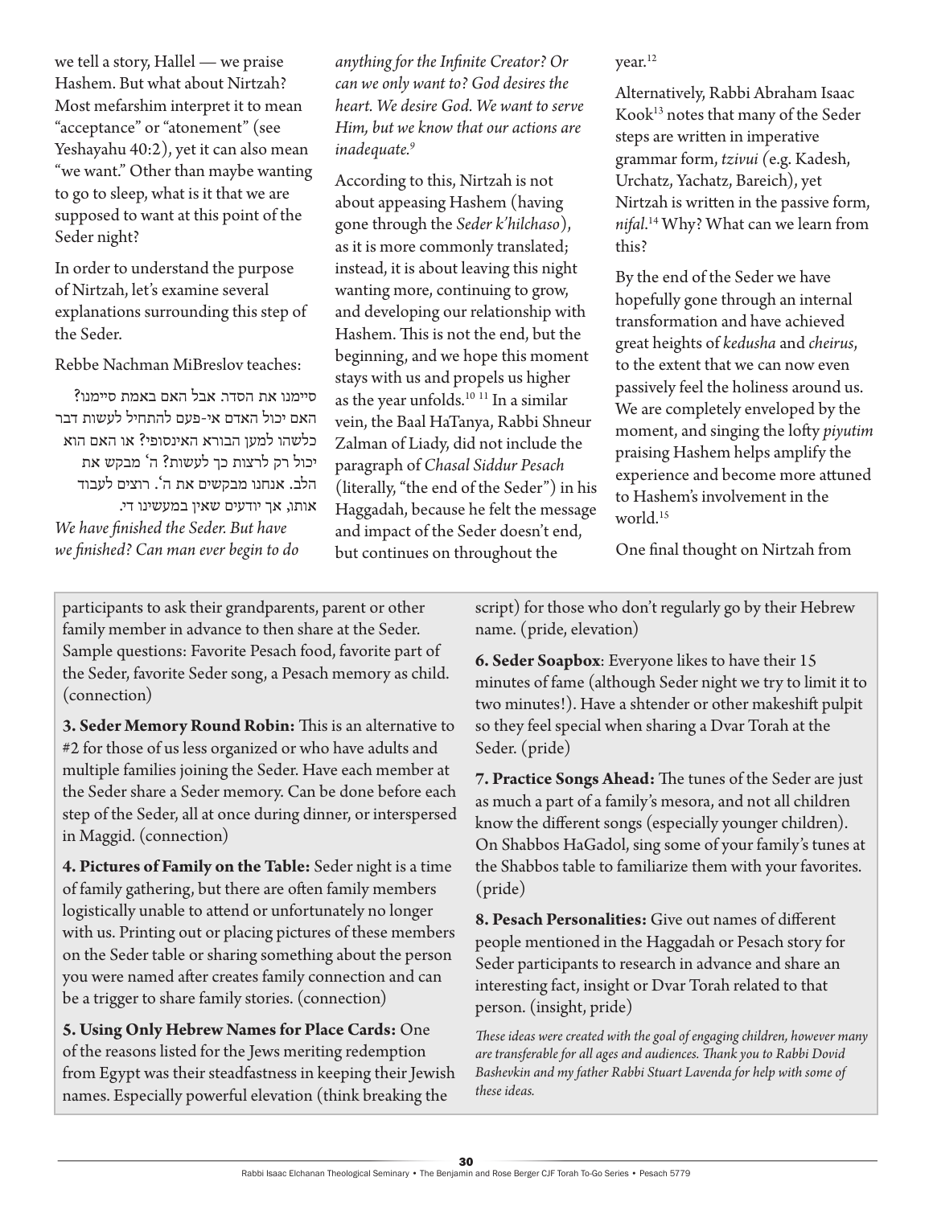we tell a story, Hallel — we praise Hashem. But what about Nirtzah? Most mefarshim interpret it to mean "acceptance" or "atonement" (see Yeshayahu 40:2), yet it can also mean "we want." Other than maybe wanting to go to sleep, what is it that we are supposed to want at this point of the Seder night?

In order to understand the purpose of Nirtzah, let's examine several explanations surrounding this step of the Seder.

Rebbe Nachman MiBreslov teaches:

סיימנו את הסדר. אבל האם באמת סיימנו? האם יכול האדם אי-פעם להתחיל לעשות דבר כלשהו למען הבורא האינסופי? או האם הוא יכול רק לרצות כך לעשות? ה' מבקש את הלב. אנחנו מבקשים את ה'. רוצים לעבוד אותו, אך יודעים שאין במעשינו די.

*We have finished the Seder. But have we finished? Can man ever begin to do anything for the Infinite Creator? Or can we only want to? God desires the heart. We desire God. We want to serve Him, but we know that our actions are inadequate.*[9]

According to this, Nirtzah is not about appeasing Hashem (having gone through the *Seder k'hilchaso*), as it is more commonly translated; instead, it is about leaving this night wanting more, continuing to grow, and developing our relationship with Hashem. This is not the end, but the beginning, and we hope this moment stays with us and propels us higher as the year unfolds.[10 11] In a similar vein, the Baal HaTanya, Rabbi Shneur Zalman of Liady, did not include the paragraph of *Chasal Siddur Pesach* (literally, "the end of the Seder") in his Haggadah, because he felt the message and impact of the Seder doesn't end, but continues on throughout the year.[12]

Alternatively, Rabbi Abraham Isaac Kook[13] notes that many of the Seder steps are written in imperative grammar form, *tzivui (*e.g. Kadesh, Urchatz, Yachatz, Bareich), yet Nirtzah is written in the passive form, *nifal*.[14] Why? What can we learn from this?

By the end of the Seder we have hopefully gone through an internal transformation and have achieved great heights of *kedusha* and *cheirus*, to the extent that we can now even passively feel the holiness around us. We are completely enveloped by the moment, and singing the lofty *piyutim* praising Hashem helps amplify the experience and become more attuned to Hashem's involvement in the world.[15]

One final thought on Nirtzah from

participants to ask their grandparents, parent or other family member in advance to then share at the Seder. Sample questions: Favorite Pesach food, favorite part of the Seder, favorite Seder song, a Pesach memory as child. (connection)

**3. Seder Memory Round Robin:** This is an alternative to #2 for those of us less organized or who have adults and multiple families joining the Seder. Have each member at the Seder share a Seder memory. Can be done before each step of the Seder, all at once during dinner, or interspersed in Maggid. (connection)

**4. Pictures of Family on the Table:** Seder night is a time of family gathering, but there are often family members logistically unable to attend or unfortunately no longer with us. Printing out or placing pictures of these members on the Seder table or sharing something about the person you were named after creates family connection and can be a trigger to share family stories. (connection)

**5. Using Only Hebrew Names for Place Cards:** One of the reasons listed for the Jews meriting redemption from Egypt was their steadfastness in keeping their Jewish names. Especially powerful elevation (think breaking the script) for those who don't regularly go by their Hebrew name. (pride, elevation)

**6. Seder Soapbox**: Everyone likes to have their 15 minutes of fame (although Seder night we try to limit it to two minutes!). Have a shtender or other makeshift pulpit so they feel special when sharing a Dvar Torah at the Seder. (pride)

**7. Practice Songs Ahead:** The tunes of the Seder are just as much a part of a family's mesora, and not all children know the different songs (especially younger children). On Shabbos HaGadol, sing some of your family's tunes at the Shabbos table to familiarize them with your favorites. (pride)

**8. Pesach Personalities:** Give out names of different people mentioned in the Haggadah or Pesach story for Seder participants to research in advance and share an interesting fact, insight or Dvar Torah related to that person. (insight, pride)

*These ideas were created with the goal of engaging children, however many are transferable for all ages and audiences. Thank you to Rabbi Dovid Bashevkin and my father Rabbi Stuart Lavenda for help with some of these ideas.*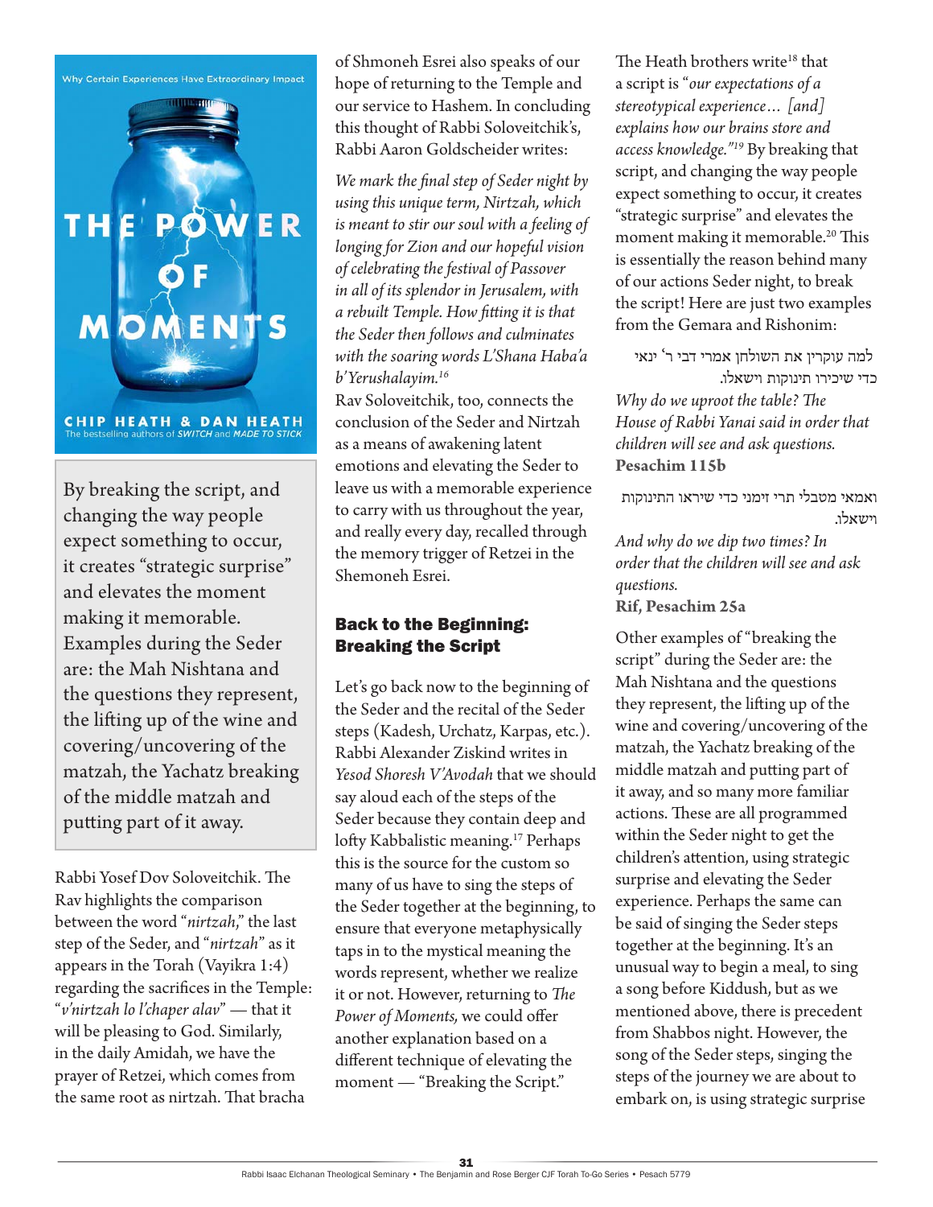Why Certain Experiences Have Extraordinary Impact

THE POWER OF MOMENTS

CHIP HEATH & DAN HEATH
The bestselling authors of *SWITCH* and *MADE TO STICK*

> By breaking the script, and changing the way people expect something to occur, it creates "strategic surprise" and elevates the moment making it memorable. Examples during the Seder are: the Mah Nishtana and the questions they represent, the lifting up of the wine and covering/uncovering of the matzah, the Yachatz breaking of the middle matzah and putting part of it away.

Rabbi Yosef Dov Soloveitchik. The Rav highlights the comparison between the word "*nirtzah*," the last step of the Seder, and "*nirtzah*" as it appears in the Torah (Vayikra 1:4) regarding the sacrifices in the Temple: "*v'nirtzah lo l'chaper alav*" — that it will be pleasing to God. Similarly, in the daily Amidah, we have the prayer of Retzei, which comes from the same root as nirtzah. That bracha of Shmoneh Esrei also speaks of our hope of returning to the Temple and our service to Hashem. In concluding this thought of Rabbi Soloveitchik's, Rabbi Aaron Goldscheider writes:

*We mark the final step of Seder night by using this unique term, Nirtzah, which is meant to stir our soul with a feeling of longing for Zion and our hopeful vision of celebrating the festival of Passover in all of its splendor in Jerusalem, with a rebuilt Temple. How fitting it is that the Seder then follows and culminates with the soaring words L'Shana Haba'a b'Yerushalayim.*[16]

Rav Soloveitchik, too, connects the conclusion of the Seder and Nirtzah as a means of awakening latent emotions and elevating the Seder to leave us with a memorable experience to carry with us throughout the year, and really every day, recalled through the memory trigger of Retzei in the Shemoneh Esrei.

## Back to the Beginning: Breaking the Script

Let's go back now to the beginning of the Seder and the recital of the Seder steps (Kadesh, Urchatz, Karpas, etc.). Rabbi Alexander Ziskind writes in *Yesod Shoresh V'Avodah* that we should say aloud each of the steps of the Seder because they contain deep and lofty Kabbalistic meaning.[17] Perhaps this is the source for the custom so many of us have to sing the steps of the Seder together at the beginning, to ensure that everyone metaphysically taps in to the mystical meaning the words represent, whether we realize it or not. However, returning to *The Power of Moments,* we could offer another explanation based on a different technique of elevating the moment — "Breaking the Script."

The Heath brothers write[18] that a script is "*our expectations of a stereotypical experience… [and] explains how our brains store and access knowledge."*[19] By breaking that script, and changing the way people expect something to occur, it creates "strategic surprise" and elevates the moment making it memorable.[20] This is essentially the reason behind many of our actions Seder night, to break the script! Here are just two examples from the Gemara and Rishonim:

למה עוקרין את השולחן אמרי דבי ר' ינאי כדי שיכירו תינוקות וישאלו.

*Why do we uproot the table? The House of Rabbi Yanai said in order that children will see and ask questions.*
**Pesachim 115b**

ואמאי מטבלי תרי זימני כדי שיראו התינוקות וישאלו.

*And why do we dip two times? In order that the children will see and ask questions.*
**Rif, Pesachim 25a**

Other examples of "breaking the script" during the Seder are: the Mah Nishtana and the questions they represent, the lifting up of the wine and covering/uncovering of the matzah, the Yachatz breaking of the middle matzah and putting part of it away, and so many more familiar actions. These are all programmed within the Seder night to get the children's attention, using strategic surprise and elevating the Seder experience. Perhaps the same can be said of singing the Seder steps together at the beginning. It's an unusual way to begin a meal, to sing a song before Kiddush, but as we mentioned above, there is precedent from Shabbos night. However, the song of the Seder steps, singing the steps of the journey we are about to embark on, is using strategic surprise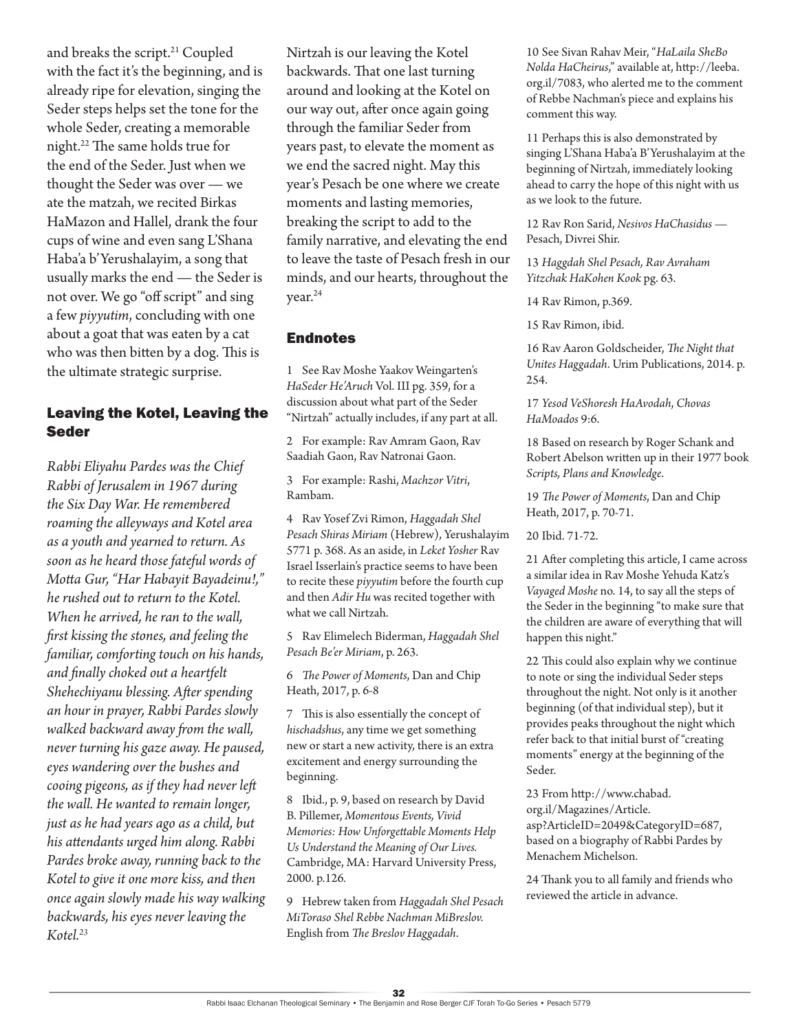and breaks the script.[21] Coupled with the fact it's the beginning, and is already ripe for elevation, singing the Seder steps helps set the tone for the whole Seder, creating a memorable night.[22] The same holds true for the end of the Seder. Just when we thought the Seder was over — we ate the matzah, we recited Birkas HaMazon and Hallel, drank the four cups of wine and even sang L'Shana Haba'a b'Yerushalayim, a song that usually marks the end — the Seder is not over. We go "off script" and sing a few *piyyutim*, concluding with one about a goat that was eaten by a cat who was then bitten by a dog. This is the ultimate strategic surprise.

## Leaving the Kotel, Leaving the Seder

*Rabbi Eliyahu Pardes was the Chief Rabbi of Jerusalem in 1967 during the Six Day War. He remembered roaming the alleyways and Kotel area as a youth and yearned to return. As soon as he heard those fateful words of Motta Gur, "Har Habayit Bayadeinu!," he rushed out to return to the Kotel. When he arrived, he ran to the wall, first kissing the stones, and feeling the familiar, comforting touch on his hands, and finally choked out a heartfelt Shehechiyanu blessing. After spending an hour in prayer, Rabbi Pardes slowly walked backward away from the wall, never turning his gaze away. He paused, eyes wandering over the bushes and cooing pigeons, as if they had never left the wall. He wanted to remain longer, just as he had years ago as a child, but his attendants urged him along. Rabbi Pardes broke away, running back to the Kotel to give it one more kiss, and then once again slowly made his way walking backwards, his eyes never leaving the Kotel.*[23]

Nirtzah is our leaving the Kotel backwards. That one last turning around and looking at the Kotel on our way out, after once again going through the familiar Seder from years past, to elevate the moment as we end the sacred night. May this year's Pesach be one where we create moments and lasting memories, breaking the script to add to the family narrative, and elevating the end to leave the taste of Pesach fresh in our minds, and our hearts, throughout the year.[24]

## Endnotes

1 See Rav Moshe Yaakov Weingarten's *HaSeder He'Aruch* Vol. III pg. 359, for a discussion about what part of the Seder "Nirtzah" actually includes, if any part at all.

2 For example: Rav Amram Gaon, Rav Saadiah Gaon, Rav Natronai Gaon.

3 For example: Rashi, *Machzor Vitri*, Rambam.

4 Rav Yosef Zvi Rimon, *Haggadah Shel Pesach Shiras Miriam* (Hebrew), Yerushalayim 5771 p. 368. As an aside, in *Leket Yosher* Rav Israel Isserlain's practice seems to have been to recite these *piyyutim* before the fourth cup and then *Adir Hu* was recited together with what we call Nirtzah.

5 Rav Elimelech Biderman, *Haggadah Shel Pesach Be'er Miriam*, p. 263.

6 *The Power of Moments*, Dan and Chip Heath, 2017, p. 6-8

7 This is also essentially the concept of *hischadshus*, any time we get something new or start a new activity, there is an extra excitement and energy surrounding the beginning.

8 Ibid., p. 9, based on research by David B. Pillemer, *Momentous Events, Vivid Memories: How Unforgettable Moments Help Us Understand the Meaning of Our Lives.* Cambridge, MA: Harvard University Press, 2000. p.126.

9 Hebrew taken from *Haggadah Shel Pesach MiToraso Shel Rebbe Nachman MiBreslov.* English from *The Breslov Haggadah*.

10 See Sivan Rahav Meir, "*HaLaila SheBo Nolda HaCheirus*," available at, http://leeba.org.il/7083, who alerted me to the comment of Rebbe Nachman's piece and explains his comment this way.

11 Perhaps this is also demonstrated by singing L'Shana Haba'a B'Yerushalayim at the beginning of Nirtzah, immediately looking ahead to carry the hope of this night with us as we look to the future.

12 Rav Ron Sarid, *Nesivos HaChasidus* — Pesach, Divrei Shir.

13 *Haggdah Shel Pesach, Rav Avraham Yitzchak HaKohen Kook* pg. 63.

14 Rav Rimon, p.369.

15 Rav Rimon, ibid.

16 Rav Aaron Goldscheider, *The Night that Unites Haggadah*. Urim Publications, 2014. p. 254.

17 *Yesod VeShoresh HaAvodah, Chovas HaMoados* 9:6.

18 Based on research by Roger Schank and Robert Abelson written up in their 1977 book *Scripts, Plans and Knowledge*.

19 *The Power of Moments*, Dan and Chip Heath, 2017, p. 70-71.

20 Ibid. 71-72.

21 After completing this article, I came across a similar idea in Rav Moshe Yehuda Katz's *Vayaged Moshe* no. 14, to say all the steps of the Seder in the beginning "to make sure that the children are aware of everything that will happen this night."

22 This could also explain why we continue to note or sing the individual Seder steps throughout the night. Not only is it another beginning (of that individual step), but it provides peaks throughout the night which refer back to that initial burst of "creating moments" energy at the beginning of the Seder.

23 From http://www.chabad.org.il/Magazines/Article.asp?ArticleID=2049&CategoryID=687, based on a biography of Rabbi Pardes by Menachem Michelson.

24 Thank you to all family and friends who reviewed the article in advance.